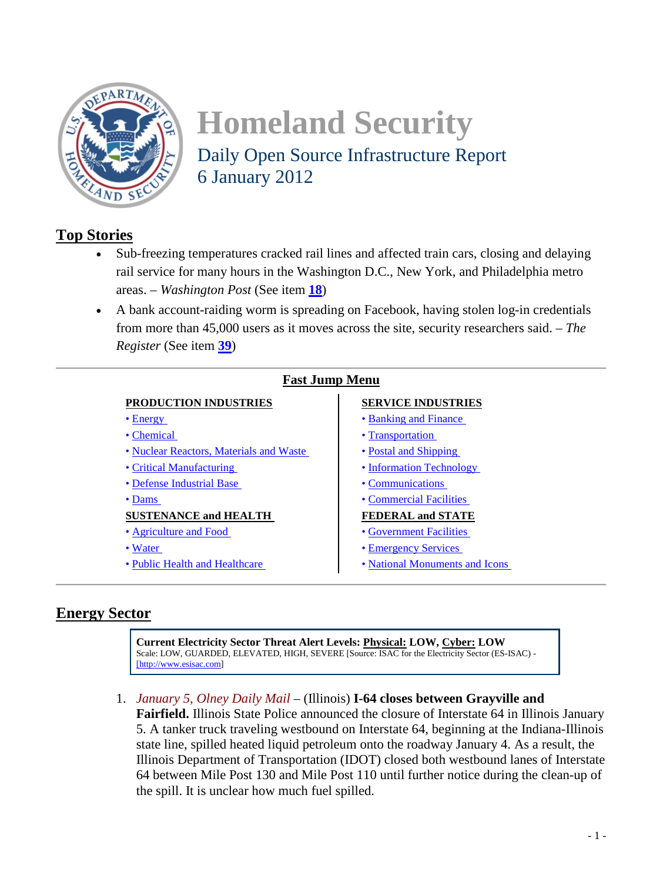# Homeland Security

## Daily Open Source Infrastructure Report
## 6 January 2012

## Top Stories

- Sub-freezing temperatures cracked rail lines and affected train cars, closing and delaying rail service for many hours in the Washington D.C., New York, and Philadelphia metro areas. – *Washington Post* (See item **18**)
- A bank account-raiding worm is spreading on Facebook, having stolen log-in credentials from more than 45,000 users as it moves across the site, security researchers said. – *The Register* (See item **39**)

## Fast Jump Menu

**PRODUCTION INDUSTRIES**
- Energy
- Chemical
- Nuclear Reactors, Materials and Waste
- Critical Manufacturing
- Defense Industrial Base
- Dams

**SUSTENANCE and HEALTH**
- Agriculture and Food
- Water
- Public Health and Healthcare

**SERVICE INDUSTRIES**
- Banking and Finance
- Transportation
- Postal and Shipping
- Information Technology
- Communications
- Commercial Facilities

**FEDERAL and STATE**
- Government Facilities
- Emergency Services
- National Monuments and Icons

## Energy Sector

**Current Electricity Sector Threat Alert Levels: Physical: LOW, Cyber: LOW**
Scale: LOW, GUARDED, ELEVATED, HIGH, SEVERE [Source: ISAC for the Electricity Sector (ES-ISAC) - [http://www.esisac.com]

1. *January 5, Olney Daily Mail* – (Illinois) **I-64 closes between Grayville and Fairfield.** Illinois State Police announced the closure of Interstate 64 in Illinois January 5. A tanker truck traveling westbound on Interstate 64, beginning at the Indiana-Illinois state line, spilled heated liquid petroleum onto the roadway January 4. As a result, the Illinois Department of Transportation (IDOT) closed both westbound lanes of Interstate 64 between Mile Post 130 and Mile Post 110 until further notice during the clean-up of the spill. It is unclear how much fuel spilled.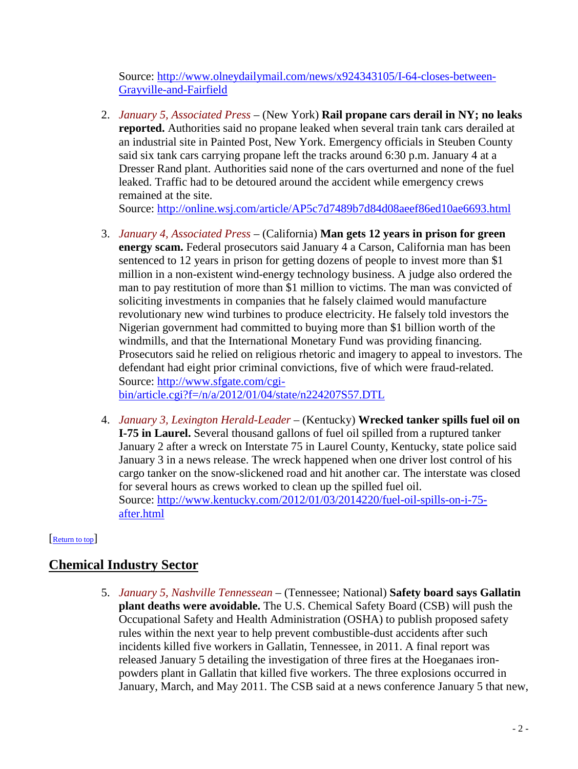Source: http://www.olneydailymail.com/news/x924343105/I-64-closes-between-Grayville-and-Fairfield

2. *January 5, Associated Press* – (New York) **Rail propane cars derail in NY; no leaks reported.** Authorities said no propane leaked when several train tank cars derailed at an industrial site in Painted Post, New York. Emergency officials in Steuben County said six tank cars carrying propane left the tracks around 6:30 p.m. January 4 at a Dresser Rand plant. Authorities said none of the cars overturned and none of the fuel leaked. Traffic had to be detoured around the accident while emergency crews remained at the site.
   Source: http://online.wsj.com/article/AP5c7d7489b7d84d08aeef86ed10ae6693.html

3. *January 4, Associated Press* – (California) **Man gets 12 years in prison for green energy scam.** Federal prosecutors said January 4 a Carson, California man has been sentenced to 12 years in prison for getting dozens of people to invest more than $1 million in a non-existent wind-energy technology business. A judge also ordered the man to pay restitution of more than $1 million to victims. The man was convicted of soliciting investments in companies that he falsely claimed would manufacture revolutionary new wind turbines to produce electricity. He falsely told investors the Nigerian government had committed to buying more than $1 billion worth of the windmills, and that the International Monetary Fund was providing financing. Prosecutors said he relied on religious rhetoric and imagery to appeal to investors. The defendant had eight prior criminal convictions, five of which were fraud-related.
   Source: http://www.sfgate.com/cgi-bin/article.cgi?f=/n/a/2012/01/04/state/n224207S57.DTL

4. *January 3, Lexington Herald-Leader* – (Kentucky) **Wrecked tanker spills fuel oil on I-75 in Laurel.** Several thousand gallons of fuel oil spilled from a ruptured tanker January 2 after a wreck on Interstate 75 in Laurel County, Kentucky, state police said January 3 in a news release. The wreck happened when one driver lost control of his cargo tanker on the snow-slickened road and hit another car. The interstate was closed for several hours as crews worked to clean up the spilled fuel oil.
   Source: http://www.kentucky.com/2012/01/03/2014220/fuel-oil-spills-on-i-75-after.html

[Return to top]

## Chemical Industry Sector

5. *January 5, Nashville Tennessean* – (Tennessee; National) **Safety board says Gallatin plant deaths were avoidable.** The U.S. Chemical Safety Board (CSB) will push the Occupational Safety and Health Administration (OSHA) to publish proposed safety rules within the next year to help prevent combustible-dust accidents after such incidents killed five workers in Gallatin, Tennessee, in 2011. A final report was released January 5 detailing the investigation of three fires at the Hoeganaes iron-powders plant in Gallatin that killed five workers. The three explosions occurred in January, March, and May 2011. The CSB said at a news conference January 5 that new,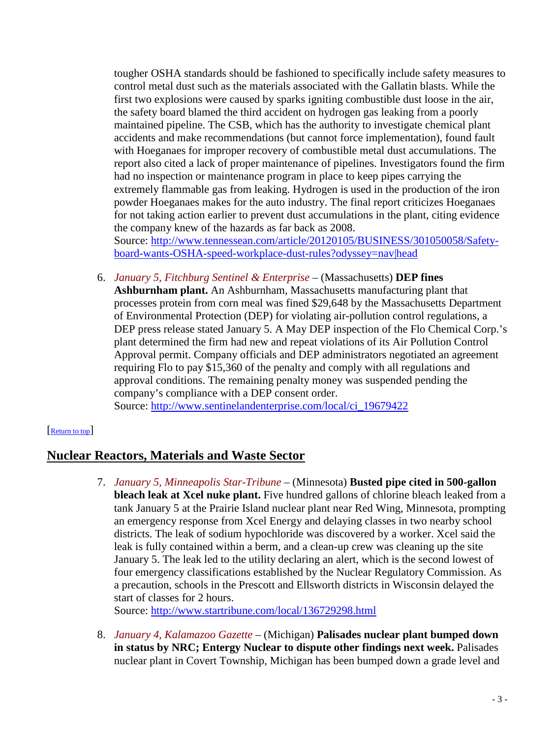tougher OSHA standards should be fashioned to specifically include safety measures to control metal dust such as the materials associated with the Gallatin blasts. While the first two explosions were caused by sparks igniting combustible dust loose in the air, the safety board blamed the third accident on hydrogen gas leaking from a poorly maintained pipeline. The CSB, which has the authority to investigate chemical plant accidents and make recommendations (but cannot force implementation), found fault with Hoeganaes for improper recovery of combustible metal dust accumulations. The report also cited a lack of proper maintenance of pipelines. Investigators found the firm had no inspection or maintenance program in place to keep pipes carrying the extremely flammable gas from leaking. Hydrogen is used in the production of the iron powder Hoeganaes makes for the auto industry. The final report criticizes Hoeganaes for not taking action earlier to prevent dust accumulations in the plant, citing evidence the company knew of the hazards as far back as 2008.
Source: [http://www.tennessean.com/article/20120105/BUSINESS/301050058/Safety-board-wants-OSHA-speed-workplace-dust-rules?odyssey=nav|head](http://www.tennessean.com/article/20120105/BUSINESS/301050058/Safety-board-wants-OSHA-speed-workplace-dust-rules?odyssey=nav|head)

6. *January 5, Fitchburg Sentinel & Enterprise* – (Massachusetts) **DEP fines Ashburnham plant.** An Ashburnham, Massachusetts manufacturing plant that processes protein from corn meal was fined $29,648 by the Massachusetts Department of Environmental Protection (DEP) for violating air-pollution control regulations, a DEP press release stated January 5. A May DEP inspection of the Flo Chemical Corp.'s plant determined the firm had new and repeat violations of its Air Pollution Control Approval permit. Company officials and DEP administrators negotiated an agreement requiring Flo to pay $15,360 of the penalty and comply with all regulations and approval conditions. The remaining penalty money was suspended pending the company's compliance with a DEP consent order.
Source: [http://www.sentinelandenterprise.com/local/ci_19679422](http://www.sentinelandenterprise.com/local/ci_19679422)

[Return to top]

## Nuclear Reactors, Materials and Waste Sector

7. *January 5, Minneapolis Star-Tribune* – (Minnesota) **Busted pipe cited in 500-gallon bleach leak at Xcel nuke plant.** Five hundred gallons of chlorine bleach leaked from a tank January 5 at the Prairie Island nuclear plant near Red Wing, Minnesota, prompting an emergency response from Xcel Energy and delaying classes in two nearby school districts. The leak of sodium hypochloride was discovered by a worker. Xcel said the leak is fully contained within a berm, and a clean-up crew was cleaning up the site January 5. The leak led to the utility declaring an alert, which is the second lowest of four emergency classifications established by the Nuclear Regulatory Commission. As a precaution, schools in the Prescott and Ellsworth districts in Wisconsin delayed the start of classes for 2 hours.
Source: [http://www.startribune.com/local/136729298.html](http://www.startribune.com/local/136729298.html)

8. *January 4, Kalamazoo Gazette* – (Michigan) **Palisades nuclear plant bumped down in status by NRC; Entergy Nuclear to dispute other findings next week.** Palisades nuclear plant in Covert Township, Michigan has been bumped down a grade level and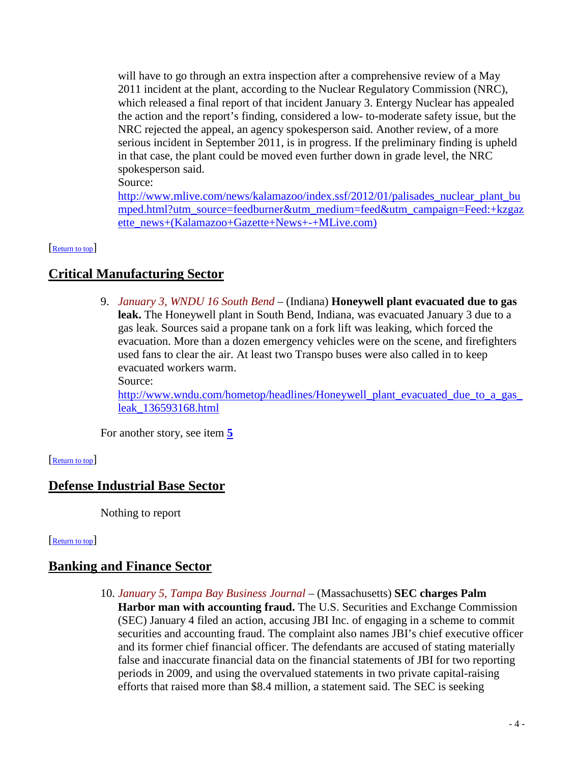will have to go through an extra inspection after a comprehensive review of a May 2011 incident at the plant, according to the Nuclear Regulatory Commission (NRC), which released a final report of that incident January 3. Entergy Nuclear has appealed the action and the report's finding, considered a low- to-moderate safety issue, but the NRC rejected the appeal, an agency spokesperson said. Another review, of a more serious incident in September 2011, is in progress. If the preliminary finding is upheld in that case, the plant could be moved even further down in grade level, the NRC spokesperson said.
Source:
http://www.mlive.com/news/kalamazoo/index.ssf/2012/01/palisades_nuclear_plant_bumped.html?utm_source=feedburner&utm_medium=feed&utm_campaign=Feed:+kzgazette_news+(Kalamazoo+Gazette+News+-+MLive.com)

[Return to top]

## Critical Manufacturing Sector

9. *January 3, WNDU 16 South Bend* – (Indiana) **Honeywell plant evacuated due to gas leak.** The Honeywell plant in South Bend, Indiana, was evacuated January 3 due to a gas leak. Sources said a propane tank on a fork lift was leaking, which forced the evacuation. More than a dozen emergency vehicles were on the scene, and firefighters used fans to clear the air. At least two Transpo buses were also called in to keep evacuated workers warm.
   Source:
   http://www.wndu.com/hometop/headlines/Honeywell_plant_evacuated_due_to_a_gas_leak_136593168.html

For another story, see item **5**

[Return to top]

## Defense Industrial Base Sector

Nothing to report

[Return to top]

## Banking and Finance Sector

10. *January 5, Tampa Bay Business Journal* – (Massachusetts) **SEC charges Palm Harbor man with accounting fraud.** The U.S. Securities and Exchange Commission (SEC) January 4 filed an action, accusing JBI Inc. of engaging in a scheme to commit securities and accounting fraud. The complaint also names JBI's chief executive officer and its former chief financial officer. The defendants are accused of stating materially false and inaccurate financial data on the financial statements of JBI for two reporting periods in 2009, and using the overvalued statements in two private capital-raising efforts that raised more than $8.4 million, a statement said. The SEC is seeking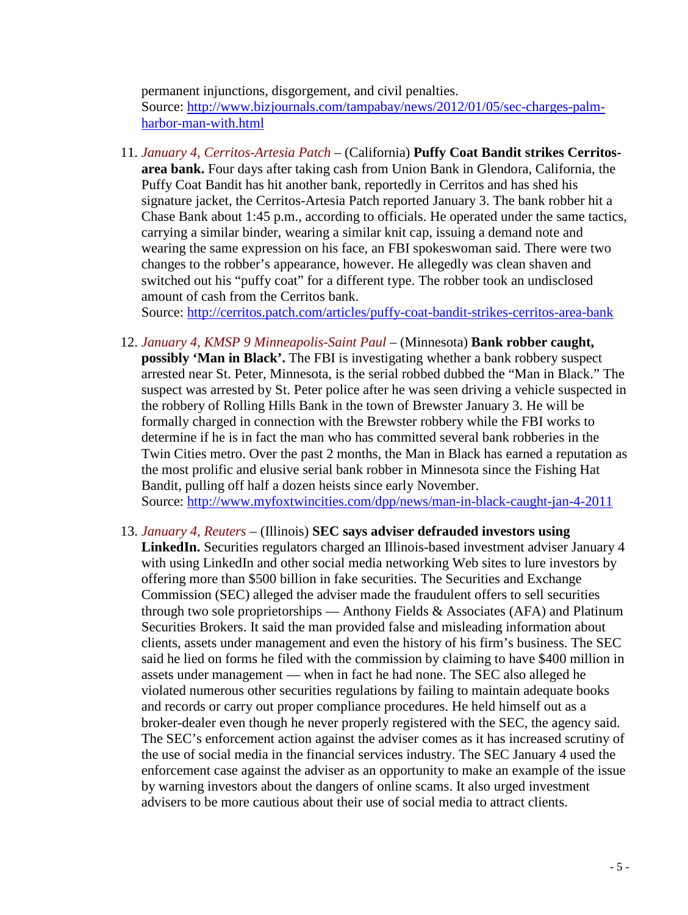permanent injunctions, disgorgement, and civil penalties.
Source: http://www.bizjournals.com/tampabay/news/2012/01/05/sec-charges-palm-harbor-man-with.html

11. *January 4, Cerritos-Artesia Patch* – (California) **Puffy Coat Bandit strikes Cerritos-area bank.** Four days after taking cash from Union Bank in Glendora, California, the Puffy Coat Bandit has hit another bank, reportedly in Cerritos and has shed his signature jacket, the Cerritos-Artesia Patch reported January 3. The bank robber hit a Chase Bank about 1:45 p.m., according to officials. He operated under the same tactics, carrying a similar binder, wearing a similar knit cap, issuing a demand note and wearing the same expression on his face, an FBI spokeswoman said. There were two changes to the robber's appearance, however. He allegedly was clean shaven and switched out his "puffy coat" for a different type. The robber took an undisclosed amount of cash from the Cerritos bank.
Source: http://cerritos.patch.com/articles/puffy-coat-bandit-strikes-cerritos-area-bank

12. *January 4, KMSP 9 Minneapolis-Saint Paul* – (Minnesota) **Bank robber caught, possibly 'Man in Black'.** The FBI is investigating whether a bank robbery suspect arrested near St. Peter, Minnesota, is the serial robbed dubbed the "Man in Black." The suspect was arrested by St. Peter police after he was seen driving a vehicle suspected in the robbery of Rolling Hills Bank in the town of Brewster January 3. He will be formally charged in connection with the Brewster robbery while the FBI works to determine if he is in fact the man who has committed several bank robberies in the Twin Cities metro. Over the past 2 months, the Man in Black has earned a reputation as the most prolific and elusive serial bank robber in Minnesota since the Fishing Hat Bandit, pulling off half a dozen heists since early November.
Source: http://www.myfoxtwincities.com/dpp/news/man-in-black-caught-jan-4-2011

13. *January 4, Reuters* – (Illinois) **SEC says adviser defrauded investors using LinkedIn.** Securities regulators charged an Illinois-based investment adviser January 4 with using LinkedIn and other social media networking Web sites to lure investors by offering more than $500 billion in fake securities. The Securities and Exchange Commission (SEC) alleged the adviser made the fraudulent offers to sell securities through two sole proprietorships — Anthony Fields & Associates (AFA) and Platinum Securities Brokers. It said the man provided false and misleading information about clients, assets under management and even the history of his firm's business. The SEC said he lied on forms he filed with the commission by claiming to have $400 million in assets under management — when in fact he had none. The SEC also alleged he violated numerous other securities regulations by failing to maintain adequate books and records or carry out proper compliance procedures. He held himself out as a broker-dealer even though he never properly registered with the SEC, the agency said. The SEC's enforcement action against the adviser comes as it has increased scrutiny of the use of social media in the financial services industry. The SEC January 4 used the enforcement case against the adviser as an opportunity to make an example of the issue by warning investors about the dangers of online scams. It also urged investment advisers to be more cautious about their use of social media to attract clients.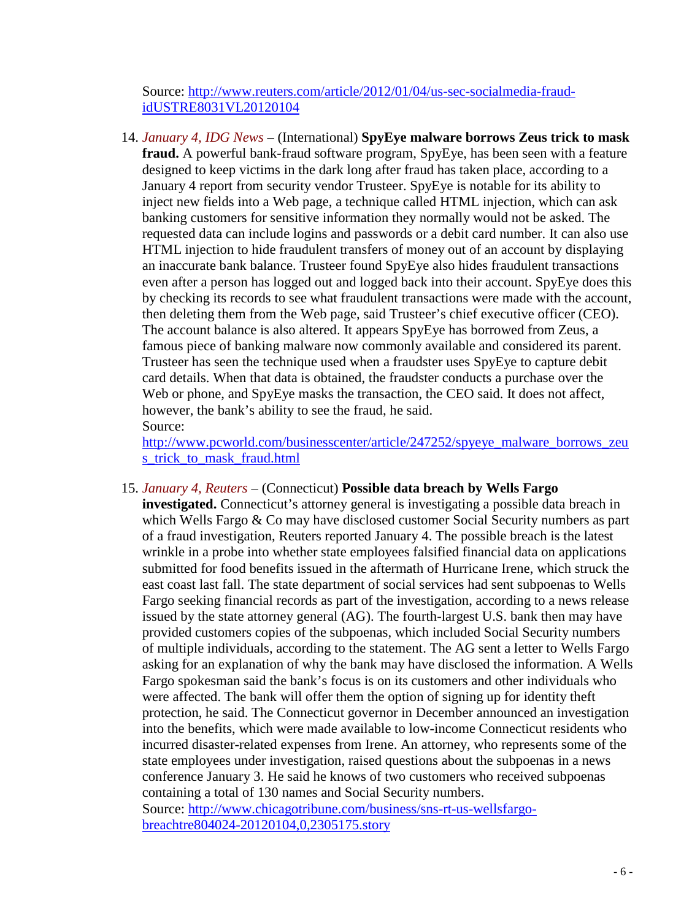Source: [http://www.reuters.com/article/2012/01/04/us-sec-socialmedia-fraud-idUSTRE8031VL20120104](http://www.reuters.com/article/2012/01/04/us-sec-socialmedia-fraud-idUSTRE8031VL20120104)

14. *January 4, IDG News* – (International) **SpyEye malware borrows Zeus trick to mask fraud.** A powerful bank-fraud software program, SpyEye, has been seen with a feature designed to keep victims in the dark long after fraud has taken place, according to a January 4 report from security vendor Trusteer. SpyEye is notable for its ability to inject new fields into a Web page, a technique called HTML injection, which can ask banking customers for sensitive information they normally would not be asked. The requested data can include logins and passwords or a debit card number. It can also use HTML injection to hide fraudulent transfers of money out of an account by displaying an inaccurate bank balance. Trusteer found SpyEye also hides fraudulent transactions even after a person has logged out and logged back into their account. SpyEye does this by checking its records to see what fraudulent transactions were made with the account, then deleting them from the Web page, said Trusteer's chief executive officer (CEO). The account balance is also altered. It appears SpyEye has borrowed from Zeus, a famous piece of banking malware now commonly available and considered its parent. Trusteer has seen the technique used when a fraudster uses SpyEye to capture debit card details. When that data is obtained, the fraudster conducts a purchase over the Web or phone, and SpyEye masks the transaction, the CEO said. It does not affect, however, the bank's ability to see the fraud, he said.
Source:
[http://www.pcworld.com/businesscenter/article/247252/spyeye_malware_borrows_zeus_trick_to_mask_fraud.html](http://www.pcworld.com/businesscenter/article/247252/spyeye_malware_borrows_zeus_trick_to_mask_fraud.html)

15. *January 4, Reuters* – (Connecticut) **Possible data breach by Wells Fargo investigated.** Connecticut's attorney general is investigating a possible data breach in which Wells Fargo & Co may have disclosed customer Social Security numbers as part of a fraud investigation, Reuters reported January 4. The possible breach is the latest wrinkle in a probe into whether state employees falsified financial data on applications submitted for food benefits issued in the aftermath of Hurricane Irene, which struck the east coast last fall. The state department of social services had sent subpoenas to Wells Fargo seeking financial records as part of the investigation, according to a news release issued by the state attorney general (AG). The fourth-largest U.S. bank then may have provided customers copies of the subpoenas, which included Social Security numbers of multiple individuals, according to the statement. The AG sent a letter to Wells Fargo asking for an explanation of why the bank may have disclosed the information. A Wells Fargo spokesman said the bank's focus is on its customers and other individuals who were affected. The bank will offer them the option of signing up for identity theft protection, he said. The Connecticut governor in December announced an investigation into the benefits, which were made available to low-income Connecticut residents who incurred disaster-related expenses from Irene. An attorney, who represents some of the state employees under investigation, raised questions about the subpoenas in a news conference January 3. He said he knows of two customers who received subpoenas containing a total of 130 names and Social Security numbers.
Source: [http://www.chicagotribune.com/business/sns-rt-us-wellsfargo-breachtre804024-20120104,0,2305175.story](http://www.chicagotribune.com/business/sns-rt-us-wellsfargo-breachtre804024-20120104,0,2305175.story)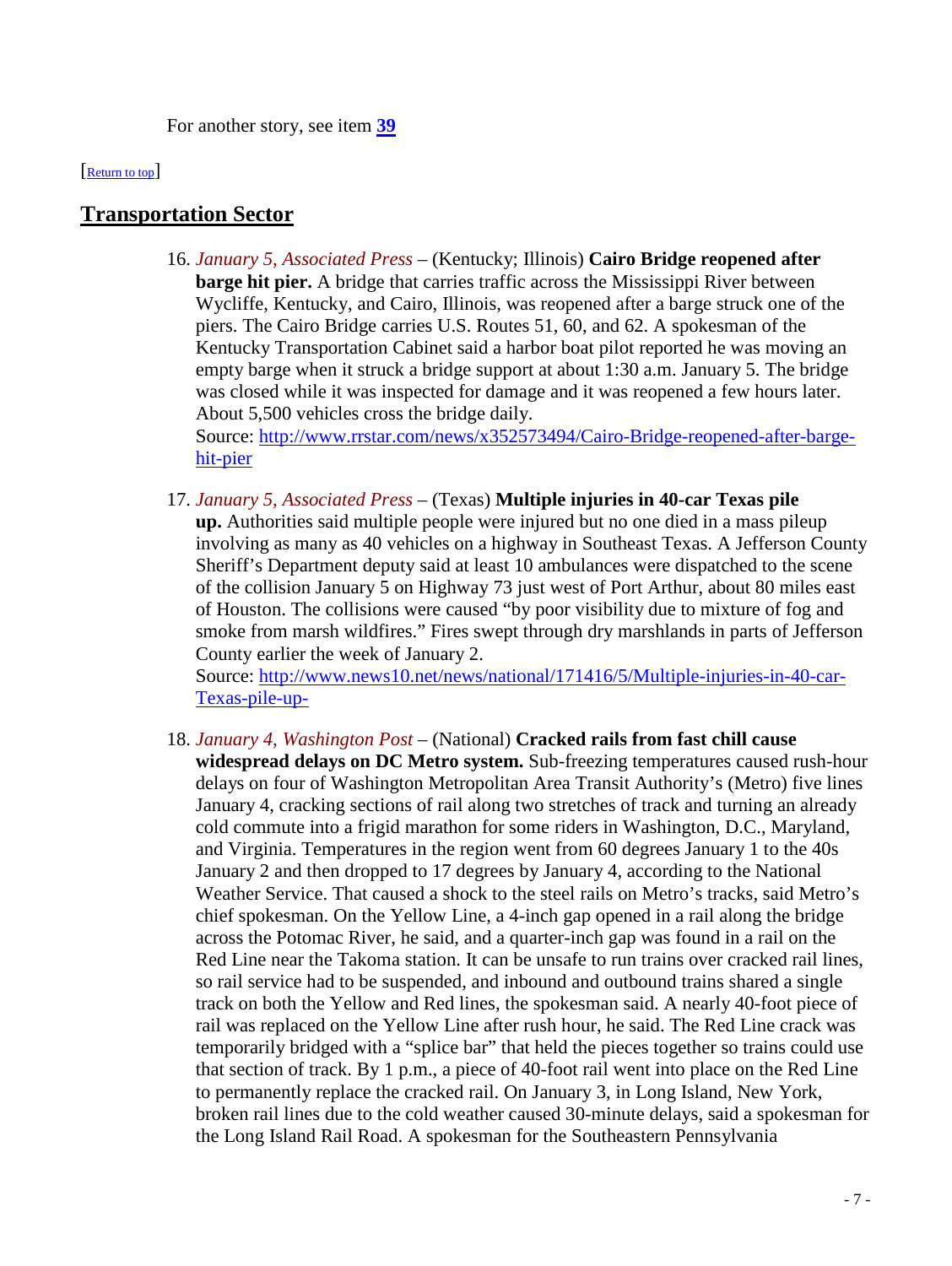For another story, see item **39**

[Return to top]

## Transportation Sector

16. *January 5, Associated Press* – (Kentucky; Illinois) **Cairo Bridge reopened after barge hit pier.** A bridge that carries traffic across the Mississippi River between Wycliffe, Kentucky, and Cairo, Illinois, was reopened after a barge struck one of the piers. The Cairo Bridge carries U.S. Routes 51, 60, and 62. A spokesman of the Kentucky Transportation Cabinet said a harbor boat pilot reported he was moving an empty barge when it struck a bridge support at about 1:30 a.m. January 5. The bridge was closed while it was inspected for damage and it was reopened a few hours later. About 5,500 vehicles cross the bridge daily.
Source: http://www.rrstar.com/news/x352573494/Cairo-Bridge-reopened-after-barge-hit-pier

17. *January 5, Associated Press* – (Texas) **Multiple injuries in 40-car Texas pile up.** Authorities said multiple people were injured but no one died in a mass pileup involving as many as 40 vehicles on a highway in Southeast Texas. A Jefferson County Sheriff's Department deputy said at least 10 ambulances were dispatched to the scene of the collision January 5 on Highway 73 just west of Port Arthur, about 80 miles east of Houston. The collisions were caused "by poor visibility due to mixture of fog and smoke from marsh wildfires." Fires swept through dry marshlands in parts of Jefferson County earlier the week of January 2.
Source: http://www.news10.net/news/national/171416/5/Multiple-injuries-in-40-car-Texas-pile-up-

18. *January 4, Washington Post* – (National) **Cracked rails from fast chill cause widespread delays on DC Metro system.** Sub-freezing temperatures caused rush-hour delays on four of Washington Metropolitan Area Transit Authority's (Metro) five lines January 4, cracking sections of rail along two stretches of track and turning an already cold commute into a frigid marathon for some riders in Washington, D.C., Maryland, and Virginia. Temperatures in the region went from 60 degrees January 1 to the 40s January 2 and then dropped to 17 degrees by January 4, according to the National Weather Service. That caused a shock to the steel rails on Metro's tracks, said Metro's chief spokesman. On the Yellow Line, a 4-inch gap opened in a rail along the bridge across the Potomac River, he said, and a quarter-inch gap was found in a rail on the Red Line near the Takoma station. It can be unsafe to run trains over cracked rail lines, so rail service had to be suspended, and inbound and outbound trains shared a single track on both the Yellow and Red lines, the spokesman said. A nearly 40-foot piece of rail was replaced on the Yellow Line after rush hour, he said. The Red Line crack was temporarily bridged with a "splice bar" that held the pieces together so trains could use that section of track. By 1 p.m., a piece of 40-foot rail went into place on the Red Line to permanently replace the cracked rail. On January 3, in Long Island, New York, broken rail lines due to the cold weather caused 30-minute delays, said a spokesman for the Long Island Rail Road. A spokesman for the Southeastern Pennsylvania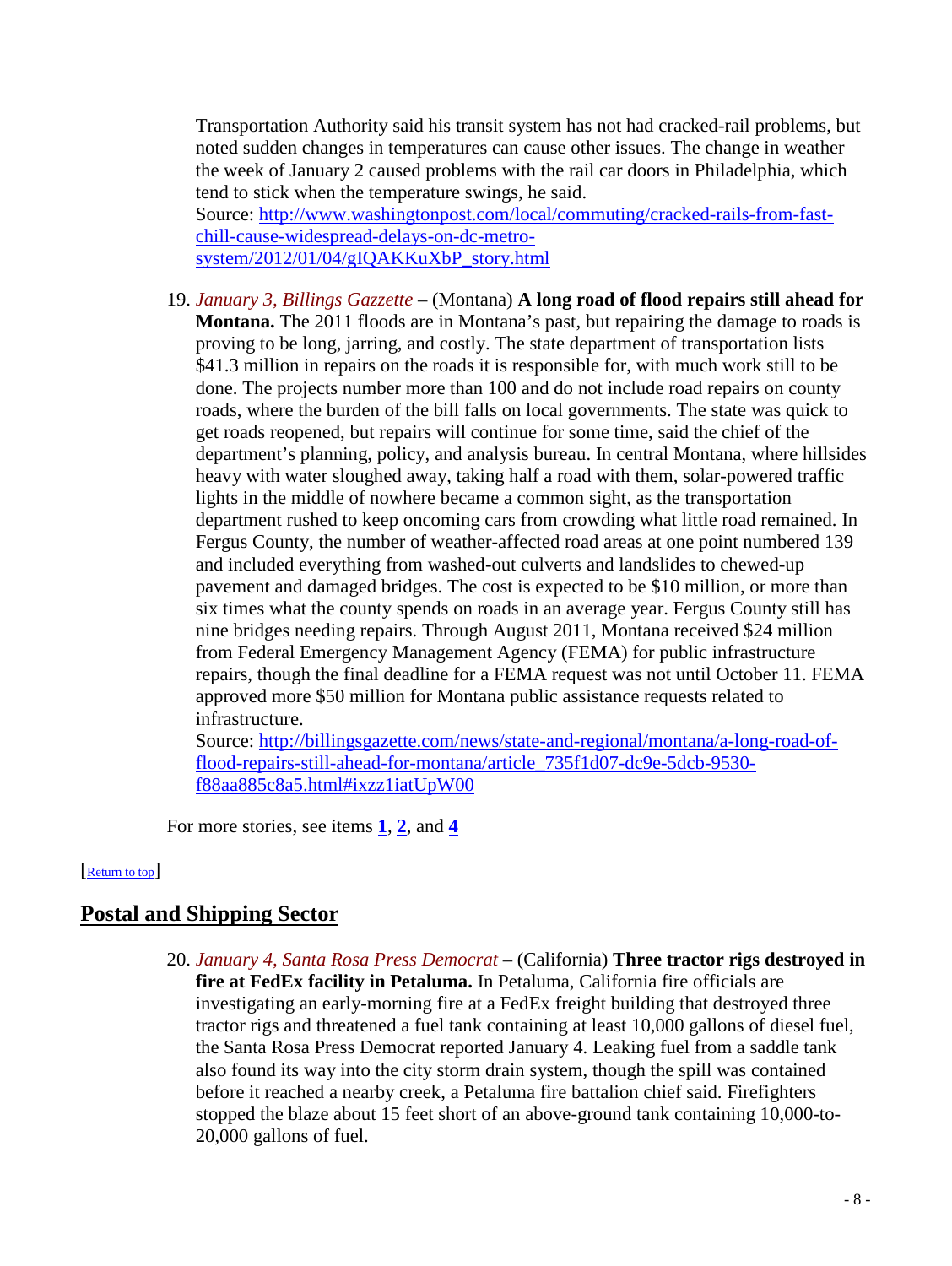Transportation Authority said his transit system has not had cracked-rail problems, but noted sudden changes in temperatures can cause other issues. The change in weather the week of January 2 caused problems with the rail car doors in Philadelphia, which tend to stick when the temperature swings, he said.
Source: [http://www.washingtonpost.com/local/commuting/cracked-rails-from-fast-chill-cause-widespread-delays-on-dc-metro-system/2012/01/04/gIQAKKuXbP_story.html](http://www.washingtonpost.com/local/commuting/cracked-rails-from-fast-chill-cause-widespread-delays-on-dc-metro-system/2012/01/04/gIQAKKuXbP_story.html)

19. *January 3, Billings Gazette* – (Montana) **A long road of flood repairs still ahead for Montana.** The 2011 floods are in Montana's past, but repairing the damage to roads is proving to be long, jarring, and costly. The state department of transportation lists $41.3 million in repairs on the roads it is responsible for, with much work still to be done. The projects number more than 100 and do not include road repairs on county roads, where the burden of the bill falls on local governments. The state was quick to get roads reopened, but repairs will continue for some time, said the chief of the department's planning, policy, and analysis bureau. In central Montana, where hillsides heavy with water sloughed away, taking half a road with them, solar-powered traffic lights in the middle of nowhere became a common sight, as the transportation department rushed to keep oncoming cars from crowding what little road remained. In Fergus County, the number of weather-affected road areas at one point numbered 139 and included everything from washed-out culverts and landslides to chewed-up pavement and damaged bridges. The cost is expected to be $10 million, or more than six times what the county spends on roads in an average year. Fergus County still has nine bridges needing repairs. Through August 2011, Montana received $24 million from Federal Emergency Management Agency (FEMA) for public infrastructure repairs, though the final deadline for a FEMA request was not until October 11. FEMA approved more $50 million for Montana public assistance requests related to infrastructure.
Source: [http://billingsgazette.com/news/state-and-regional/montana/a-long-road-of-flood-repairs-still-ahead-for-montana/article_735f1d07-dc9e-5dcb-9530-f88aa885c8a5.html#ixzz1iatUpW00](http://billingsgazette.com/news/state-and-regional/montana/a-long-road-of-flood-repairs-still-ahead-for-montana/article_735f1d07-dc9e-5dcb-9530-f88aa885c8a5.html#ixzz1iatUpW00)

For more stories, see items **1**, **2**, and **4**

[Return to top]

## Postal and Shipping Sector

20. *January 4, Santa Rosa Press Democrat* – (California) **Three tractor rigs destroyed in fire at FedEx facility in Petaluma.** In Petaluma, California fire officials are investigating an early-morning fire at a FedEx freight building that destroyed three tractor rigs and threatened a fuel tank containing at least 10,000 gallons of diesel fuel, the Santa Rosa Press Democrat reported January 4. Leaking fuel from a saddle tank also found its way into the city storm drain system, though the spill was contained before it reached a nearby creek, a Petaluma fire battalion chief said. Firefighters stopped the blaze about 15 feet short of an above-ground tank containing 10,000-to-20,000 gallons of fuel.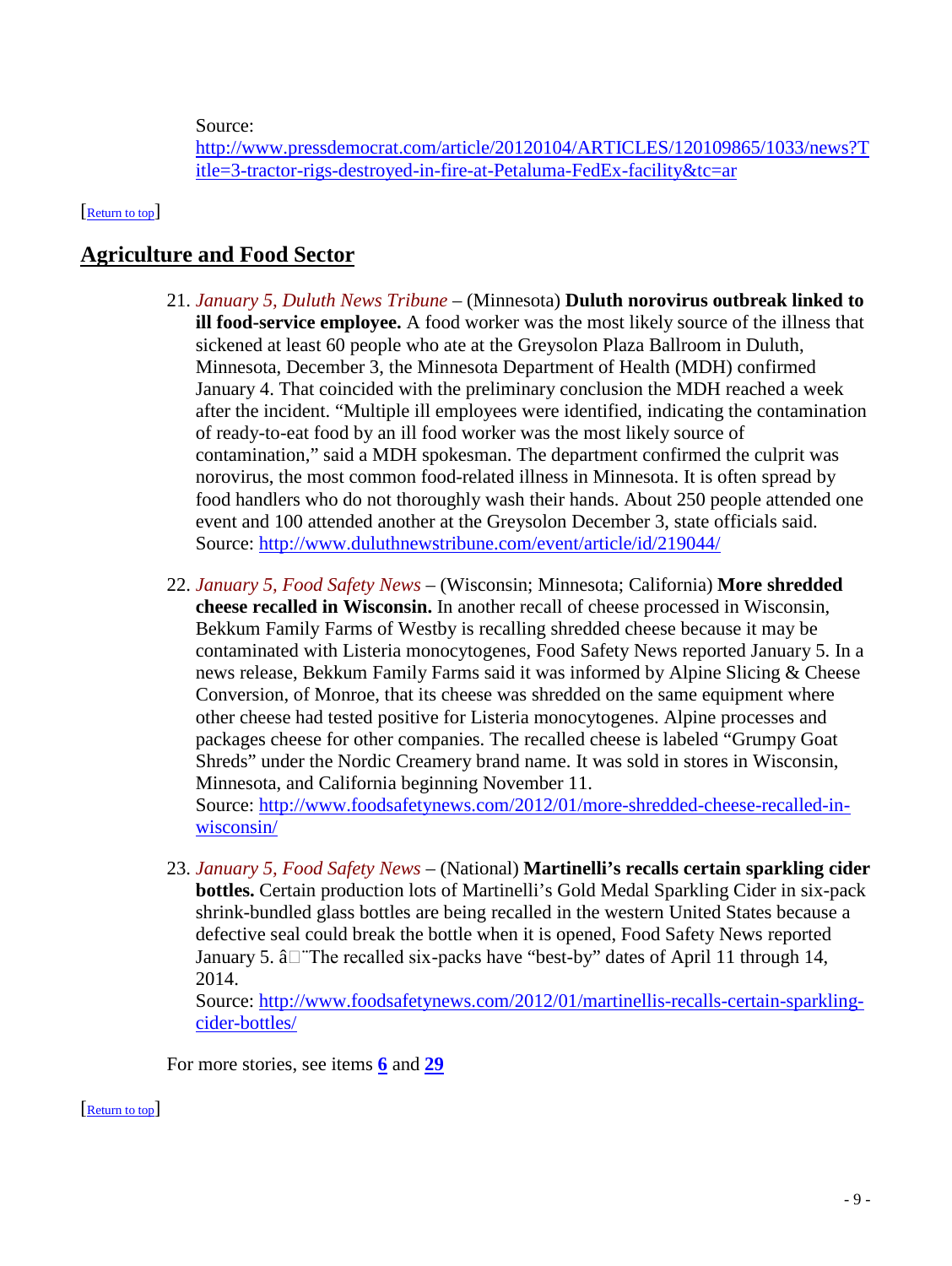Source:
http://www.pressdemocrat.com/article/20120104/ARTICLES/120109865/1033/news?Title=3-tractor-rigs-destroyed-in-fire-at-Petaluma-FedEx-facility&tc=ar

[Return to top]

## Agriculture and Food Sector

21. *January 5, Duluth News Tribune* – (Minnesota) **Duluth norovirus outbreak linked to ill food-service employee.** A food worker was the most likely source of the illness that sickened at least 60 people who ate at the Greysolon Plaza Ballroom in Duluth, Minnesota, December 3, the Minnesota Department of Health (MDH) confirmed January 4. That coincided with the preliminary conclusion the MDH reached a week after the incident. "Multiple ill employees were identified, indicating the contamination of ready-to-eat food by an ill food worker was the most likely source of contamination," said a MDH spokesman. The department confirmed the culprit was norovirus, the most common food-related illness in Minnesota. It is often spread by food handlers who do not thoroughly wash their hands. About 250 people attended one event and 100 attended another at the Greysolon December 3, state officials said.
Source: http://www.duluthnewstribune.com/event/article/id/219044/

22. *January 5, Food Safety News* – (Wisconsin; Minnesota; California) **More shredded cheese recalled in Wisconsin.** In another recall of cheese processed in Wisconsin, Bekkum Family Farms of Westby is recalling shredded cheese because it may be contaminated with Listeria monocytogenes, Food Safety News reported January 5. In a news release, Bekkum Family Farms said it was informed by Alpine Slicing & Cheese Conversion, of Monroe, that its cheese was shredded on the same equipment where other cheese had tested positive for Listeria monocytogenes. Alpine processes and packages cheese for other companies. The recalled cheese is labeled "Grumpy Goat Shreds" under the Nordic Creamery brand name. It was sold in stores in Wisconsin, Minnesota, and California beginning November 11.
Source: http://www.foodsafetynews.com/2012/01/more-shredded-cheese-recalled-in-wisconsin/

23. *January 5, Food Safety News* – (National) **Martinelli's recalls certain sparkling cider bottles.** Certain production lots of Martinelli's Gold Medal Sparkling Cider in six-pack shrink-bundled glass bottles are being recalled in the western United States because a defective seal could break the bottle when it is opened, Food Safety News reported January 5. â¨The recalled six-packs have "best-by" dates of April 11 through 14, 2014.
Source: http://www.foodsafetynews.com/2012/01/martinellis-recalls-certain-sparkling-cider-bottles/

For more stories, see items **6** and **29**

[Return to top]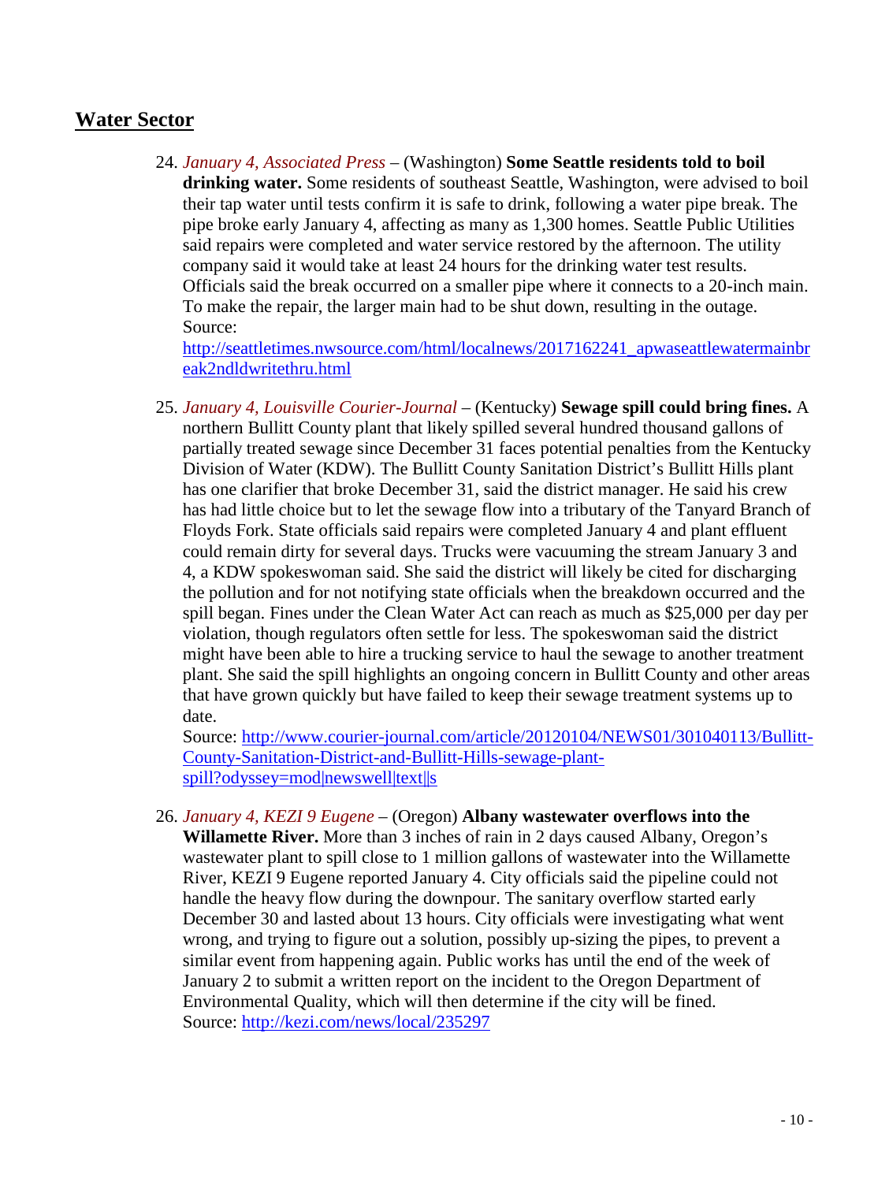## Water Sector

24. *January 4, Associated Press* – (Washington) **Some Seattle residents told to boil drinking water.** Some residents of southeast Seattle, Washington, were advised to boil their tap water until tests confirm it is safe to drink, following a water pipe break. The pipe broke early January 4, affecting as many as 1,300 homes. Seattle Public Utilities said repairs were completed and water service restored by the afternoon. The utility company said it would take at least 24 hours for the drinking water test results. Officials said the break occurred on a smaller pipe where it connects to a 20-inch main. To make the repair, the larger main had to be shut down, resulting in the outage.
Source:
http://seattletimes.nwsource.com/html/localnews/2017162241_apwaseattlewatermainbreak2ndldwritethru.html

25. *January 4, Louisville Courier-Journal* – (Kentucky) **Sewage spill could bring fines.** A northern Bullitt County plant that likely spilled several hundred thousand gallons of partially treated sewage since December 31 faces potential penalties from the Kentucky Division of Water (KDW). The Bullitt County Sanitation District's Bullitt Hills plant has one clarifier that broke December 31, said the district manager. He said his crew has had little choice but to let the sewage flow into a tributary of the Tanyard Branch of Floyds Fork. State officials said repairs were completed January 4 and plant effluent could remain dirty for several days. Trucks were vacuuming the stream January 3 and 4, a KDW spokeswoman said. She said the district will likely be cited for discharging the pollution and for not notifying state officials when the breakdown occurred and the spill began. Fines under the Clean Water Act can reach as much as $25,000 per day per violation, though regulators often settle for less. The spokeswoman said the district might have been able to hire a trucking service to haul the sewage to another treatment plant. She said the spill highlights an ongoing concern in Bullitt County and other areas that have grown quickly but have failed to keep their sewage treatment systems up to date.
Source: http://www.courier-journal.com/article/20120104/NEWS01/301040113/Bullitt-County-Sanitation-District-and-Bullitt-Hills-sewage-plant-spill?odyssey=mod|newswell|text||s

26. *January 4, KEZI 9 Eugene* – (Oregon) **Albany wastewater overflows into the Willamette River.** More than 3 inches of rain in 2 days caused Albany, Oregon's wastewater plant to spill close to 1 million gallons of wastewater into the Willamette River, KEZI 9 Eugene reported January 4. City officials said the pipeline could not handle the heavy flow during the downpour. The sanitary overflow started early December 30 and lasted about 13 hours. City officials were investigating what went wrong, and trying to figure out a solution, possibly up-sizing the pipes, to prevent a similar event from happening again. Public works has until the end of the week of January 2 to submit a written report on the incident to the Oregon Department of Environmental Quality, which will then determine if the city will be fined.
Source: http://kezi.com/news/local/235297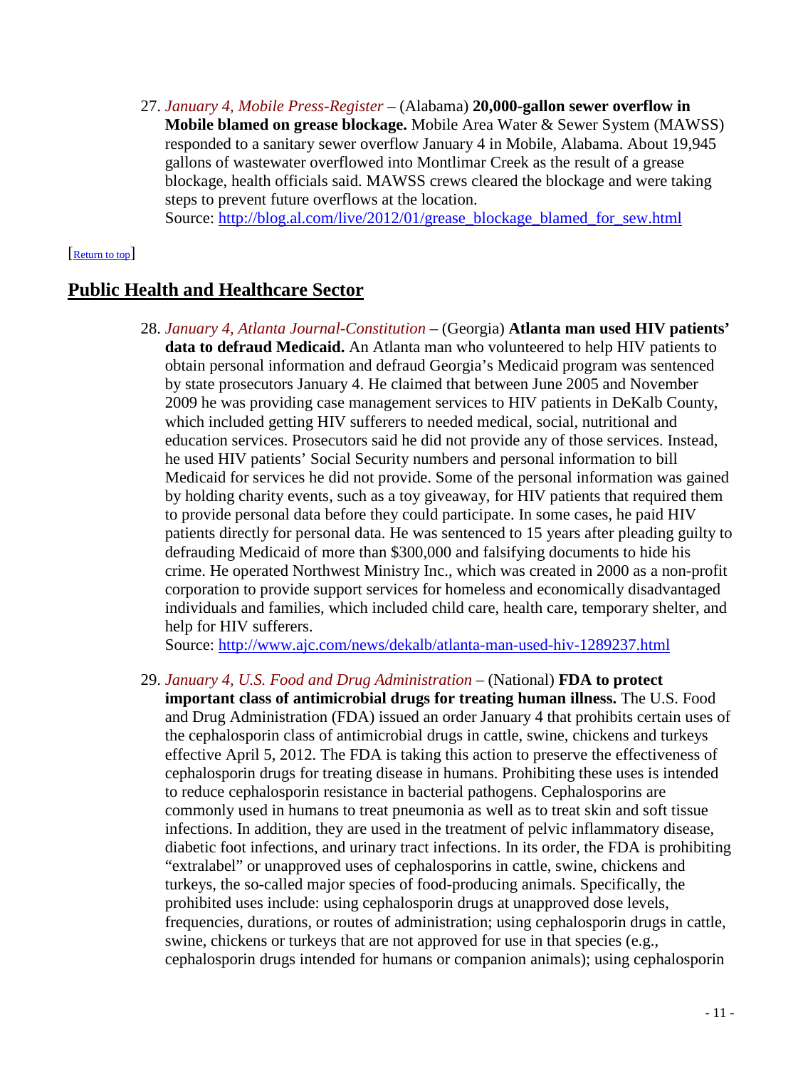27. *January 4, Mobile Press-Register* – (Alabama) **20,000-gallon sewer overflow in Mobile blamed on grease blockage.** Mobile Area Water & Sewer System (MAWSS) responded to a sanitary sewer overflow January 4 in Mobile, Alabama. About 19,945 gallons of wastewater overflowed into Montlimar Creek as the result of a grease blockage, health officials said. MAWSS crews cleared the blockage and were taking steps to prevent future overflows at the location.
Source: http://blog.al.com/live/2012/01/grease_blockage_blamed_for_sew.html

[Return to top]

## Public Health and Healthcare Sector

28. *January 4, Atlanta Journal-Constitution* – (Georgia) **Atlanta man used HIV patients' data to defraud Medicaid.** An Atlanta man who volunteered to help HIV patients to obtain personal information and defraud Georgia's Medicaid program was sentenced by state prosecutors January 4. He claimed that between June 2005 and November 2009 he was providing case management services to HIV patients in DeKalb County, which included getting HIV sufferers to needed medical, social, nutritional and education services. Prosecutors said he did not provide any of those services. Instead, he used HIV patients' Social Security numbers and personal information to bill Medicaid for services he did not provide. Some of the personal information was gained by holding charity events, such as a toy giveaway, for HIV patients that required them to provide personal data before they could participate. In some cases, he paid HIV patients directly for personal data. He was sentenced to 15 years after pleading guilty to defrauding Medicaid of more than $300,000 and falsifying documents to hide his crime. He operated Northwest Ministry Inc., which was created in 2000 as a non-profit corporation to provide support services for homeless and economically disadvantaged individuals and families, which included child care, health care, temporary shelter, and help for HIV sufferers.
Source: http://www.ajc.com/news/dekalb/atlanta-man-used-hiv-1289237.html

29. *January 4, U.S. Food and Drug Administration* – (National) **FDA to protect important class of antimicrobial drugs for treating human illness.** The U.S. Food and Drug Administration (FDA) issued an order January 4 that prohibits certain uses of the cephalosporin class of antimicrobial drugs in cattle, swine, chickens and turkeys effective April 5, 2012. The FDA is taking this action to preserve the effectiveness of cephalosporin drugs for treating disease in humans. Prohibiting these uses is intended to reduce cephalosporin resistance in bacterial pathogens. Cephalosporins are commonly used in humans to treat pneumonia as well as to treat skin and soft tissue infections. In addition, they are used in the treatment of pelvic inflammatory disease, diabetic foot infections, and urinary tract infections. In its order, the FDA is prohibiting "extralabel" or unapproved uses of cephalosporins in cattle, swine, chickens and turkeys, the so-called major species of food-producing animals. Specifically, the prohibited uses include: using cephalosporin drugs at unapproved dose levels, frequencies, durations, or routes of administration; using cephalosporin drugs in cattle, swine, chickens or turkeys that are not approved for use in that species (e.g., cephalosporin drugs intended for humans or companion animals); using cephalosporin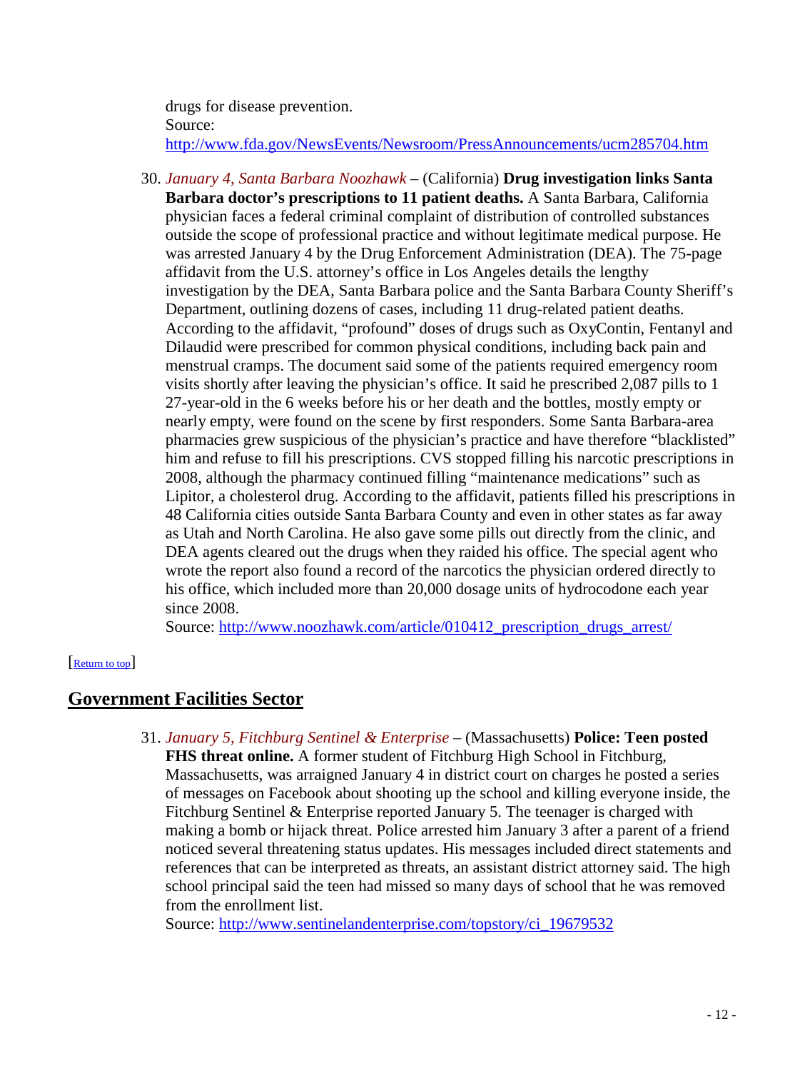drugs for disease prevention.
Source:
http://www.fda.gov/NewsEvents/Newsroom/PressAnnouncements/ucm285704.htm

30. *January 4, Santa Barbara Noozhawk* – (California) **Drug investigation links Santa Barbara doctor's prescriptions to 11 patient deaths.** A Santa Barbara, California physician faces a federal criminal complaint of distribution of controlled substances outside the scope of professional practice and without legitimate medical purpose. He was arrested January 4 by the Drug Enforcement Administration (DEA). The 75-page affidavit from the U.S. attorney's office in Los Angeles details the lengthy investigation by the DEA, Santa Barbara police and the Santa Barbara County Sheriff's Department, outlining dozens of cases, including 11 drug-related patient deaths. According to the affidavit, "profound" doses of drugs such as OxyContin, Fentanyl and Dilaudid were prescribed for common physical conditions, including back pain and menstrual cramps. The document said some of the patients required emergency room visits shortly after leaving the physician's office. It said he prescribed 2,087 pills to 1 27-year-old in the 6 weeks before his or her death and the bottles, mostly empty or nearly empty, were found on the scene by first responders. Some Santa Barbara-area pharmacies grew suspicious of the physician's practice and have therefore "blacklisted" him and refuse to fill his prescriptions. CVS stopped filling his narcotic prescriptions in 2008, although the pharmacy continued filling "maintenance medications" such as Lipitor, a cholesterol drug. According to the affidavit, patients filled his prescriptions in 48 California cities outside Santa Barbara County and even in other states as far away as Utah and North Carolina. He also gave some pills out directly from the clinic, and DEA agents cleared out the drugs when they raided his office. The special agent who wrote the report also found a record of the narcotics the physician ordered directly to his office, which included more than 20,000 dosage units of hydrocodone each year since 2008.
Source: http://www.noozhawk.com/article/010412_prescription_drugs_arrest/

[Return to top]

## Government Facilities Sector

31. *January 5, Fitchburg Sentinel & Enterprise* – (Massachusetts) **Police: Teen posted FHS threat online.** A former student of Fitchburg High School in Fitchburg, Massachusetts, was arraigned January 4 in district court on charges he posted a series of messages on Facebook about shooting up the school and killing everyone inside, the Fitchburg Sentinel & Enterprise reported January 5. The teenager is charged with making a bomb or hijack threat. Police arrested him January 3 after a parent of a friend noticed several threatening status updates. His messages included direct statements and references that can be interpreted as threats, an assistant district attorney said. The high school principal said the teen had missed so many days of school that he was removed from the enrollment list.
Source: http://www.sentinelandenterprise.com/topstory/ci_19679532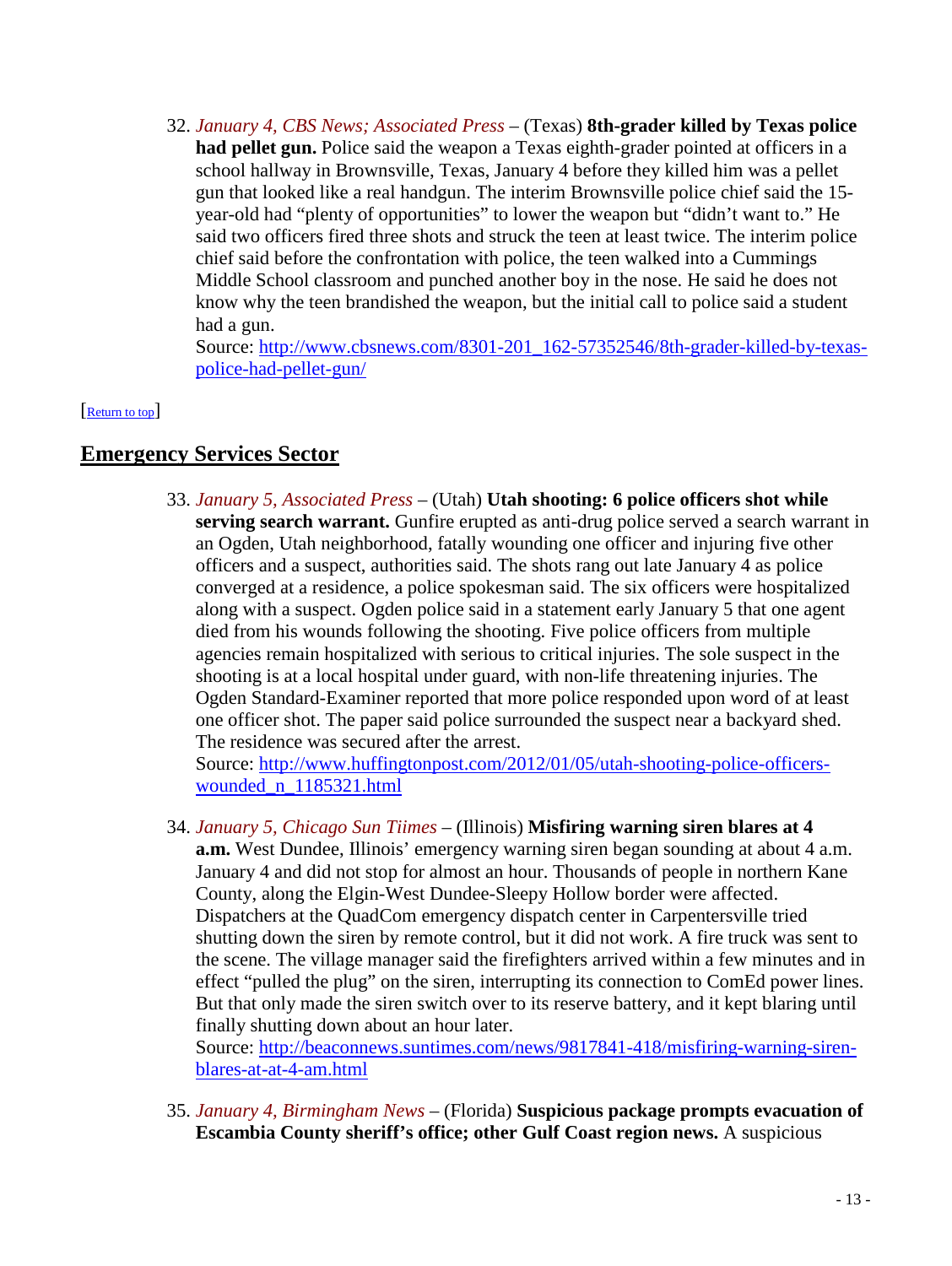32. *January 4, CBS News; Associated Press* – (Texas) **8th-grader killed by Texas police had pellet gun.** Police said the weapon a Texas eighth-grader pointed at officers in a school hallway in Brownsville, Texas, January 4 before they killed him was a pellet gun that looked like a real handgun. The interim Brownsville police chief said the 15-year-old had "plenty of opportunities" to lower the weapon but "didn't want to." He said two officers fired three shots and struck the teen at least twice. The interim police chief said before the confrontation with police, the teen walked into a Cummings Middle School classroom and punched another boy in the nose. He said he does not know why the teen brandished the weapon, but the initial call to police said a student had a gun.
Source: http://www.cbsnews.com/8301-201_162-57352546/8th-grader-killed-by-texas-police-had-pellet-gun/

[Return to top]

## Emergency Services Sector

33. *January 5, Associated Press* – (Utah) **Utah shooting: 6 police officers shot while serving search warrant.** Gunfire erupted as anti-drug police served a search warrant in an Ogden, Utah neighborhood, fatally wounding one officer and injuring five other officers and a suspect, authorities said. The shots rang out late January 4 as police converged at a residence, a police spokesman said. The six officers were hospitalized along with a suspect. Ogden police said in a statement early January 5 that one agent died from his wounds following the shooting. Five police officers from multiple agencies remain hospitalized with serious to critical injuries. The sole suspect in the shooting is at a local hospital under guard, with non-life threatening injuries. The Ogden Standard-Examiner reported that more police responded upon word of at least one officer shot. The paper said police surrounded the suspect near a backyard shed. The residence was secured after the arrest.
Source: http://www.huffingtonpost.com/2012/01/05/utah-shooting-police-officers-wounded_n_1185321.html

34. *January 5, Chicago Sun Tiimes* – (Illinois) **Misfiring warning siren blares at 4 a.m.** West Dundee, Illinois' emergency warning siren began sounding at about 4 a.m. January 4 and did not stop for almost an hour. Thousands of people in northern Kane County, along the Elgin-West Dundee-Sleepy Hollow border were affected. Dispatchers at the QuadCom emergency dispatch center in Carpentersville tried shutting down the siren by remote control, but it did not work. A fire truck was sent to the scene. The village manager said the firefighters arrived within a few minutes and in effect "pulled the plug" on the siren, interrupting its connection to ComEd power lines. But that only made the siren switch over to its reserve battery, and it kept blaring until finally shutting down about an hour later.
Source: http://beaconnews.suntimes.com/news/9817841-418/misfiring-warning-siren-blares-at-at-4-am.html

35. *January 4, Birmingham News* – (Florida) **Suspicious package prompts evacuation of Escambia County sheriff's office; other Gulf Coast region news.** A suspicious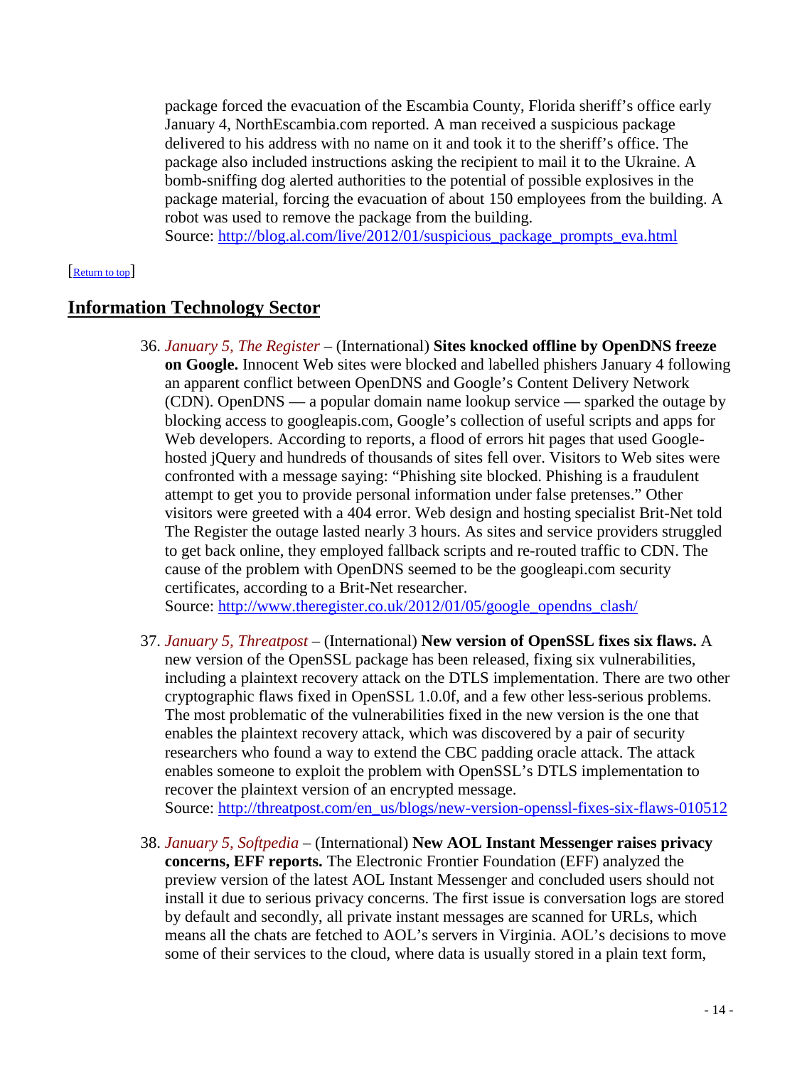package forced the evacuation of the Escambia County, Florida sheriff's office early January 4, NorthEscambia.com reported. A man received a suspicious package delivered to his address with no name on it and took it to the sheriff's office. The package also included instructions asking the recipient to mail it to the Ukraine. A bomb-sniffing dog alerted authorities to the potential of possible explosives in the package material, forcing the evacuation of about 150 employees from the building. A robot was used to remove the package from the building.
Source: http://blog.al.com/live/2012/01/suspicious_package_prompts_eva.html

[Return to top]

## Information Technology Sector

36. *January 5, The Register* – (International) **Sites knocked offline by OpenDNS freeze on Google.** Innocent Web sites were blocked and labelled phishers January 4 following an apparent conflict between OpenDNS and Google's Content Delivery Network (CDN). OpenDNS — a popular domain name lookup service — sparked the outage by blocking access to googleapis.com, Google's collection of useful scripts and apps for Web developers. According to reports, a flood of errors hit pages that used Google-hosted jQuery and hundreds of thousands of sites fell over. Visitors to Web sites were confronted with a message saying: "Phishing site blocked. Phishing is a fraudulent attempt to get you to provide personal information under false pretenses." Other visitors were greeted with a 404 error. Web design and hosting specialist Brit-Net told The Register the outage lasted nearly 3 hours. As sites and service providers struggled to get back online, they employed fallback scripts and re-routed traffic to CDN. The cause of the problem with OpenDNS seemed to be the googleapi.com security certificates, according to a Brit-Net researcher.
Source: http://www.theregister.co.uk/2012/01/05/google_opendns_clash/

37. *January 5, Threatpost* – (International) **New version of OpenSSL fixes six flaws.** A new version of the OpenSSL package has been released, fixing six vulnerabilities, including a plaintext recovery attack on the DTLS implementation. There are two other cryptographic flaws fixed in OpenSSL 1.0.0f, and a few other less-serious problems. The most problematic of the vulnerabilities fixed in the new version is the one that enables the plaintext recovery attack, which was discovered by a pair of security researchers who found a way to extend the CBC padding oracle attack. The attack enables someone to exploit the problem with OpenSSL's DTLS implementation to recover the plaintext version of an encrypted message.
Source: http://threatpost.com/en_us/blogs/new-version-openssl-fixes-six-flaws-010512

38. *January 5, Softpedia* – (International) **New AOL Instant Messenger raises privacy concerns, EFF reports.** The Electronic Frontier Foundation (EFF) analyzed the preview version of the latest AOL Instant Messenger and concluded users should not install it due to serious privacy concerns. The first issue is conversation logs are stored by default and secondly, all private instant messages are scanned for URLs, which means all the chats are fetched to AOL's servers in Virginia. AOL's decisions to move some of their services to the cloud, where data is usually stored in a plain text form,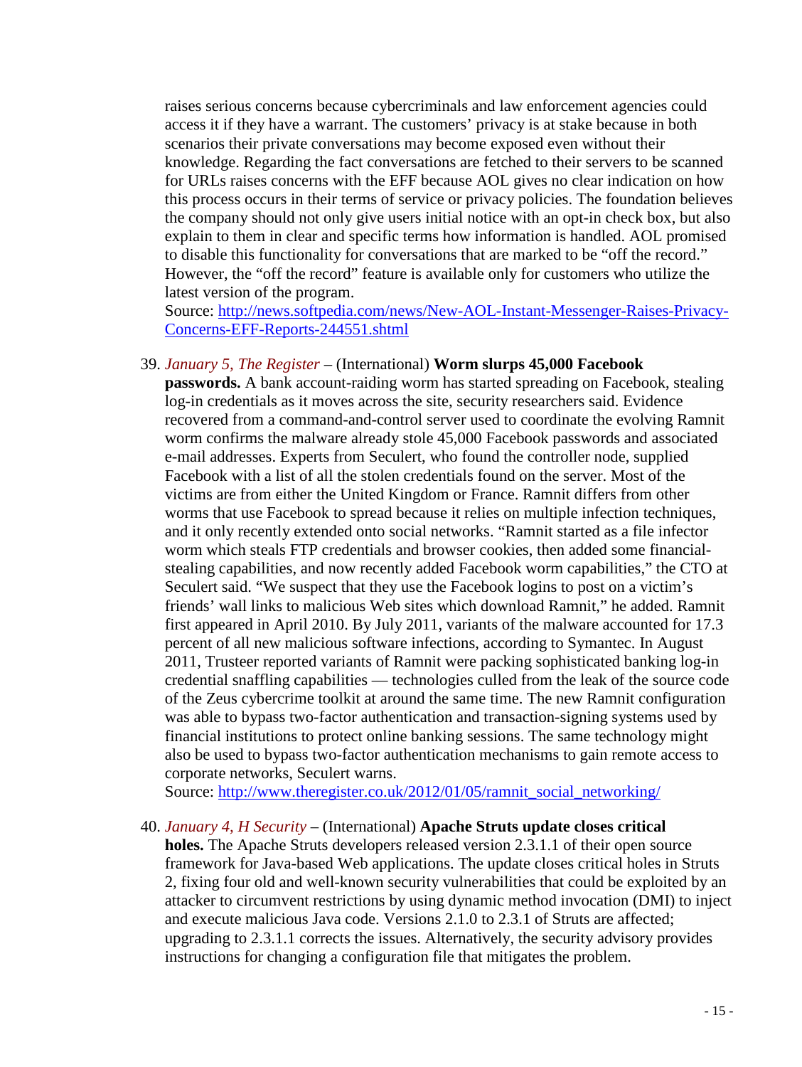raises serious concerns because cybercriminals and law enforcement agencies could access it if they have a warrant. The customers' privacy is at stake because in both scenarios their private conversations may become exposed even without their knowledge. Regarding the fact conversations are fetched to their servers to be scanned for URLs raises concerns with the EFF because AOL gives no clear indication on how this process occurs in their terms of service or privacy policies. The foundation believes the company should not only give users initial notice with an opt-in check box, but also explain to them in clear and specific terms how information is handled. AOL promised to disable this functionality for conversations that are marked to be "off the record." However, the "off the record" feature is available only for customers who utilize the latest version of the program.
Source: http://news.softpedia.com/news/New-AOL-Instant-Messenger-Raises-Privacy-Concerns-EFF-Reports-244551.shtml

39. *January 5, The Register* – (International) **Worm slurps 45,000 Facebook passwords.** A bank account-raiding worm has started spreading on Facebook, stealing log-in credentials as it moves across the site, security researchers said. Evidence recovered from a command-and-control server used to coordinate the evolving Ramnit worm confirms the malware already stole 45,000 Facebook passwords and associated e-mail addresses. Experts from Seculert, who found the controller node, supplied Facebook with a list of all the stolen credentials found on the server. Most of the victims are from either the United Kingdom or France. Ramnit differs from other worms that use Facebook to spread because it relies on multiple infection techniques, and it only recently extended onto social networks. "Ramnit started as a file infector worm which steals FTP credentials and browser cookies, then added some financial-stealing capabilities, and now recently added Facebook worm capabilities," the CTO at Seculert said. "We suspect that they use the Facebook logins to post on a victim's friends' wall links to malicious Web sites which download Ramnit," he added. Ramnit first appeared in April 2010. By July 2011, variants of the malware accounted for 17.3 percent of all new malicious software infections, according to Symantec. In August 2011, Trusteer reported variants of Ramnit were packing sophisticated banking log-in credential snaffling capabilities — technologies culled from the leak of the source code of the Zeus cybercrime toolkit at around the same time. The new Ramnit configuration was able to bypass two-factor authentication and transaction-signing systems used by financial institutions to protect online banking sessions. The same technology might also be used to bypass two-factor authentication mechanisms to gain remote access to corporate networks, Seculert warns.
Source: http://www.theregister.co.uk/2012/01/05/ramnit_social_networking/

40. *January 4, H Security* – (International) **Apache Struts update closes critical holes.** The Apache Struts developers released version 2.3.1.1 of their open source framework for Java-based Web applications. The update closes critical holes in Struts 2, fixing four old and well-known security vulnerabilities that could be exploited by an attacker to circumvent restrictions by using dynamic method invocation (DMI) to inject and execute malicious Java code. Versions 2.1.0 to 2.3.1 of Struts are affected; upgrading to 2.3.1.1 corrects the issues. Alternatively, the security advisory provides instructions for changing a configuration file that mitigates the problem.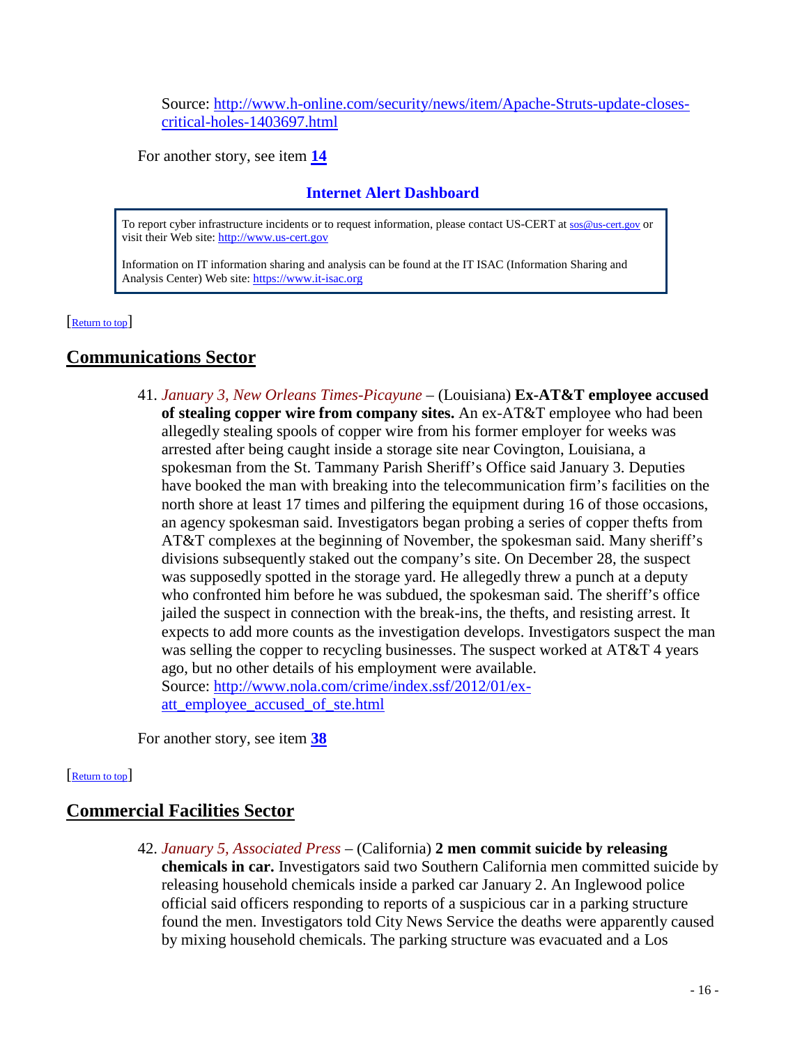Source: http://www.h-online.com/security/news/item/Apache-Struts-update-closes-critical-holes-1403697.html

For another story, see item **14**

### Internet Alert Dashboard

To report cyber infrastructure incidents or to request information, please contact US-CERT at sos@us-cert.gov or visit their Web site: http://www.us-cert.gov

Information on IT information sharing and analysis can be found at the IT ISAC (Information Sharing and Analysis Center) Web site: https://www.it-isac.org

[Return to top]

## Communications Sector

41. *January 3, New Orleans Times-Picayune* – (Louisiana) **Ex-AT&T employee accused of stealing copper wire from company sites.** An ex-AT&T employee who had been allegedly stealing spools of copper wire from his former employer for weeks was arrested after being caught inside a storage site near Covington, Louisiana, a spokesman from the St. Tammany Parish Sheriff's Office said January 3. Deputies have booked the man with breaking into the telecommunication firm's facilities on the north shore at least 17 times and pilfering the equipment during 16 of those occasions, an agency spokesman said. Investigators began probing a series of copper thefts from AT&T complexes at the beginning of November, the spokesman said. Many sheriff's divisions subsequently staked out the company's site. On December 28, the suspect was supposedly spotted in the storage yard. He allegedly threw a punch at a deputy who confronted him before he was subdued, the spokesman said. The sheriff's office jailed the suspect in connection with the break-ins, the thefts, and resisting arrest. It expects to add more counts as the investigation develops. Investigators suspect the man was selling the copper to recycling businesses. The suspect worked at AT&T 4 years ago, but no other details of his employment were available.
Source: http://www.nola.com/crime/index.ssf/2012/01/ex-att_employee_accused_of_ste.html

For another story, see item **38**

[Return to top]

## Commercial Facilities Sector

42. *January 5, Associated Press* – (California) **2 men commit suicide by releasing chemicals in car.** Investigators said two Southern California men committed suicide by releasing household chemicals inside a parked car January 2. An Inglewood police official said officers responding to reports of a suspicious car in a parking structure found the men. Investigators told City News Service the deaths were apparently caused by mixing household chemicals. The parking structure was evacuated and a Los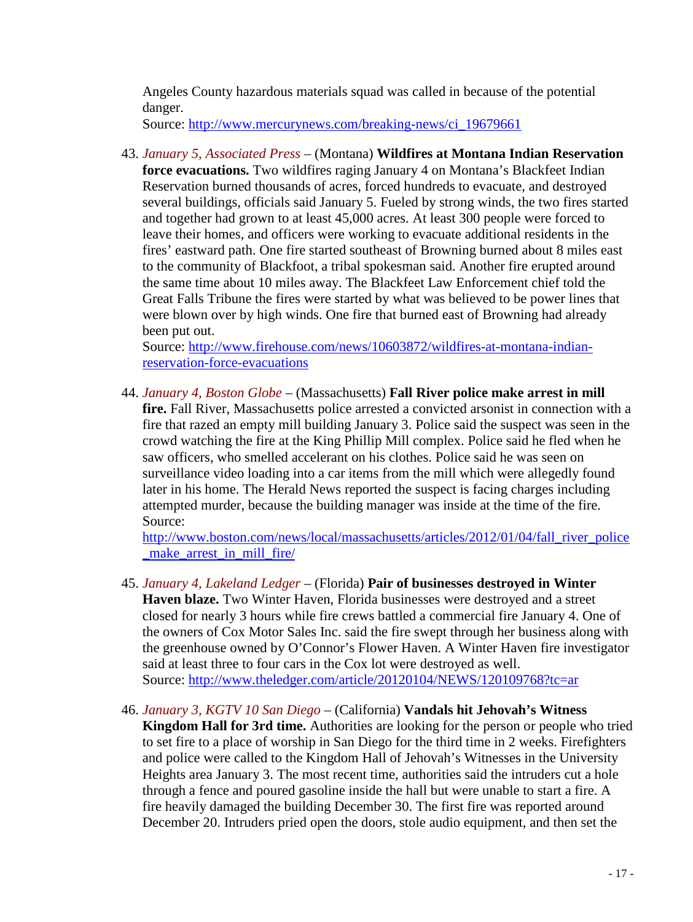Angeles County hazardous materials squad was called in because of the potential danger.
Source: http://www.mercurynews.com/breaking-news/ci_19679661

43. *January 5, Associated Press* – (Montana) **Wildfires at Montana Indian Reservation force evacuations.** Two wildfires raging January 4 on Montana's Blackfeet Indian Reservation burned thousands of acres, forced hundreds to evacuate, and destroyed several buildings, officials said January 5. Fueled by strong winds, the two fires started and together had grown to at least 45,000 acres. At least 300 people were forced to leave their homes, and officers were working to evacuate additional residents in the fires' eastward path. One fire started southeast of Browning burned about 8 miles east to the community of Blackfoot, a tribal spokesman said. Another fire erupted around the same time about 10 miles away. The Blackfeet Law Enforcement chief told the Great Falls Tribune the fires were started by what was believed to be power lines that were blown over by high winds. One fire that burned east of Browning had already been put out.
Source: http://www.firehouse.com/news/10603872/wildfires-at-montana-indian-reservation-force-evacuations

44. *January 4, Boston Globe* – (Massachusetts) **Fall River police make arrest in mill fire.** Fall River, Massachusetts police arrested a convicted arsonist in connection with a fire that razed an empty mill building January 3. Police said the suspect was seen in the crowd watching the fire at the King Phillip Mill complex. Police said he fled when he saw officers, who smelled accelerant on his clothes. Police said he was seen on surveillance video loading into a car items from the mill which were allegedly found later in his home. The Herald News reported the suspect is facing charges including attempted murder, because the building manager was inside at the time of the fire.
Source: http://www.boston.com/news/local/massachusetts/articles/2012/01/04/fall_river_police_make_arrest_in_mill_fire/

45. *January 4, Lakeland Ledger* – (Florida) **Pair of businesses destroyed in Winter Haven blaze.** Two Winter Haven, Florida businesses were destroyed and a street closed for nearly 3 hours while fire crews battled a commercial fire January 4. One of the owners of Cox Motor Sales Inc. said the fire swept through her business along with the greenhouse owned by O'Connor's Flower Haven. A Winter Haven fire investigator said at least three to four cars in the Cox lot were destroyed as well.
Source: http://www.theledger.com/article/20120104/NEWS/120109768?tc=ar

46. *January 3, KGTV 10 San Diego* – (California) **Vandals hit Jehovah's Witness Kingdom Hall for 3rd time.** Authorities are looking for the person or people who tried to set fire to a place of worship in San Diego for the third time in 2 weeks. Firefighters and police were called to the Kingdom Hall of Jehovah's Witnesses in the University Heights area January 3. The most recent time, authorities said the intruders cut a hole through a fence and poured gasoline inside the hall but were unable to start a fire. A fire heavily damaged the building December 30. The first fire was reported around December 20. Intruders pried open the doors, stole audio equipment, and then set the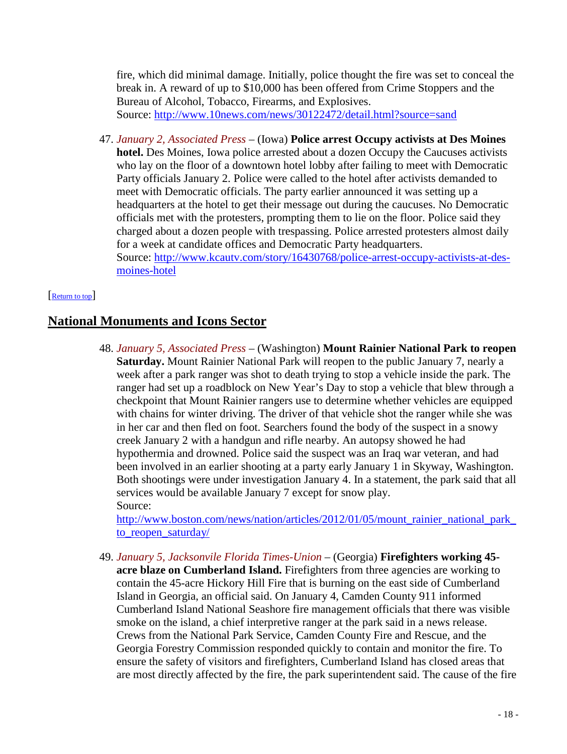fire, which did minimal damage. Initially, police thought the fire was set to conceal the break in. A reward of up to $10,000 has been offered from Crime Stoppers and the Bureau of Alcohol, Tobacco, Firearms, and Explosives.
Source: http://www.10news.com/news/30122472/detail.html?source=sand

47. *January 2, Associated Press* – (Iowa) **Police arrest Occupy activists at Des Moines hotel.** Des Moines, Iowa police arrested about a dozen Occupy the Caucuses activists who lay on the floor of a downtown hotel lobby after failing to meet with Democratic Party officials January 2. Police were called to the hotel after activists demanded to meet with Democratic officials. The party earlier announced it was setting up a headquarters at the hotel to get their message out during the caucuses. No Democratic officials met with the protesters, prompting them to lie on the floor. Police said they charged about a dozen people with trespassing. Police arrested protesters almost daily for a week at candidate offices and Democratic Party headquarters.
Source: http://www.kcautv.com/story/16430768/police-arrest-occupy-activists-at-des-moines-hotel

[Return to top]

## National Monuments and Icons Sector

48. *January 5, Associated Press* – (Washington) **Mount Rainier National Park to reopen Saturday.** Mount Rainier National Park will reopen to the public January 7, nearly a week after a park ranger was shot to death trying to stop a vehicle inside the park. The ranger had set up a roadblock on New Year's Day to stop a vehicle that blew through a checkpoint that Mount Rainier rangers use to determine whether vehicles are equipped with chains for winter driving. The driver of that vehicle shot the ranger while she was in her car and then fled on foot. Searchers found the body of the suspect in a snowy creek January 2 with a handgun and rifle nearby. An autopsy showed he had hypothermia and drowned. Police said the suspect was an Iraq war veteran, and had been involved in an earlier shooting at a party early January 1 in Skyway, Washington. Both shootings were under investigation January 4. In a statement, the park said that all services would be available January 7 except for snow play.
Source:
http://www.boston.com/news/nation/articles/2012/01/05/mount_rainier_national_park_to_reopen_saturday/

49. *January 5, Jacksonvile Florida Times-Union* – (Georgia) **Firefighters working 45-acre blaze on Cumberland Island.** Firefighters from three agencies are working to contain the 45-acre Hickory Hill Fire that is burning on the east side of Cumberland Island in Georgia, an official said. On January 4, Camden County 911 informed Cumberland Island National Seashore fire management officials that there was visible smoke on the island, a chief interpretive ranger at the park said in a news release. Crews from the National Park Service, Camden County Fire and Rescue, and the Georgia Forestry Commission responded quickly to contain and monitor the fire. To ensure the safety of visitors and firefighters, Cumberland Island has closed areas that are most directly affected by the fire, the park superintendent said. The cause of the fire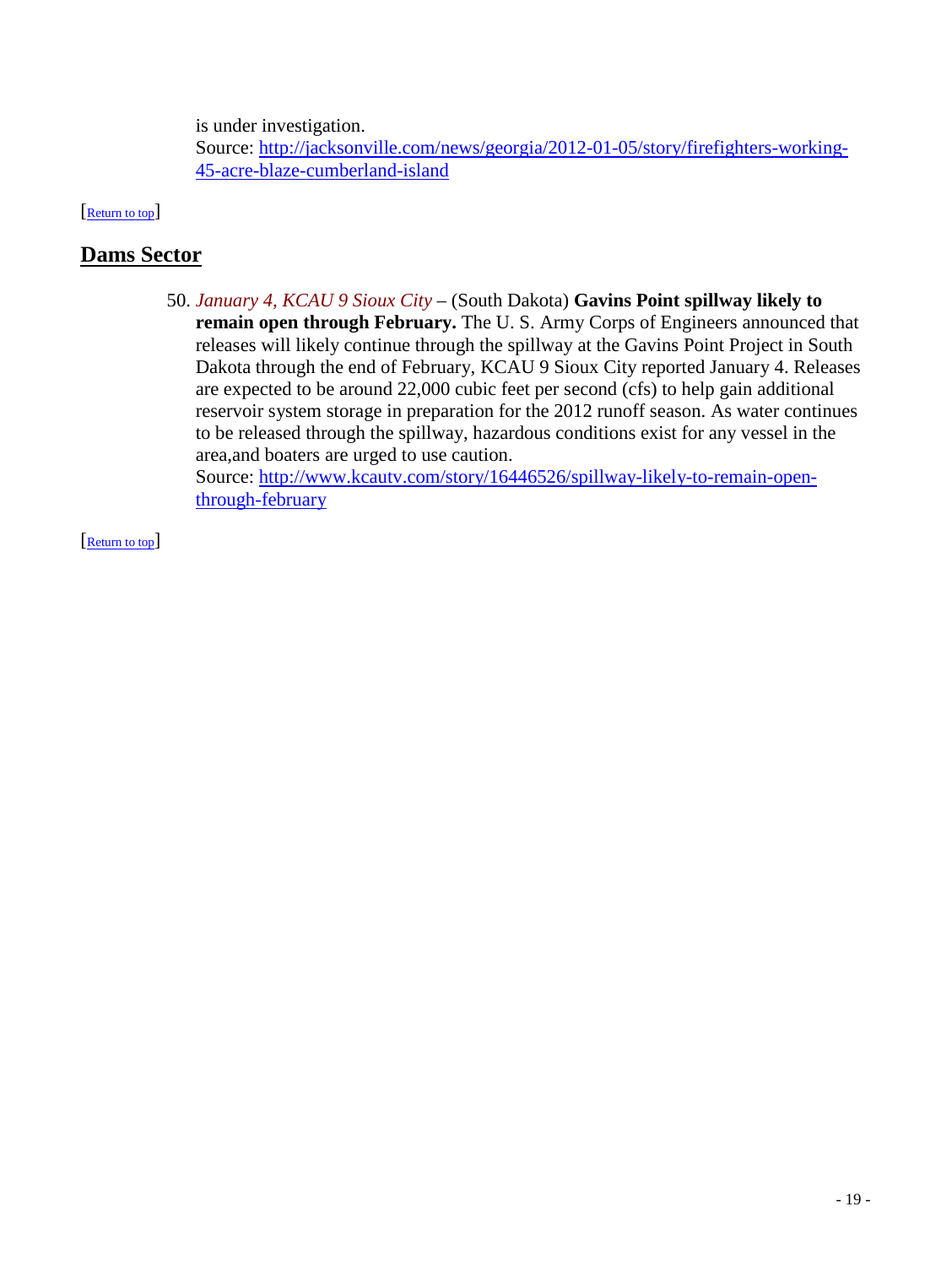is under investigation.
Source: [http://jacksonville.com/news/georgia/2012-01-05/story/firefighters-working-45-acre-blaze-cumberland-island](http://jacksonville.com/news/georgia/2012-01-05/story/firefighters-working-45-acre-blaze-cumberland-island)

[[Return to top](#top)]

## Dams Sector

50. *January 4, KCAU 9 Sioux City* – (South Dakota) **Gavins Point spillway likely to remain open through February.** The U. S. Army Corps of Engineers announced that releases will likely continue through the spillway at the Gavins Point Project in South Dakota through the end of February, KCAU 9 Sioux City reported January 4. Releases are expected to be around 22,000 cubic feet per second (cfs) to help gain additional reservoir system storage in preparation for the 2012 runoff season. As water continues to be released through the spillway, hazardous conditions exist for any vessel in the area,and boaters are urged to use caution.
Source: [http://www.kcautv.com/story/16446526/spillway-likely-to-remain-open-through-february](http://www.kcautv.com/story/16446526/spillway-likely-to-remain-open-through-february)

[[Return to top](#top)]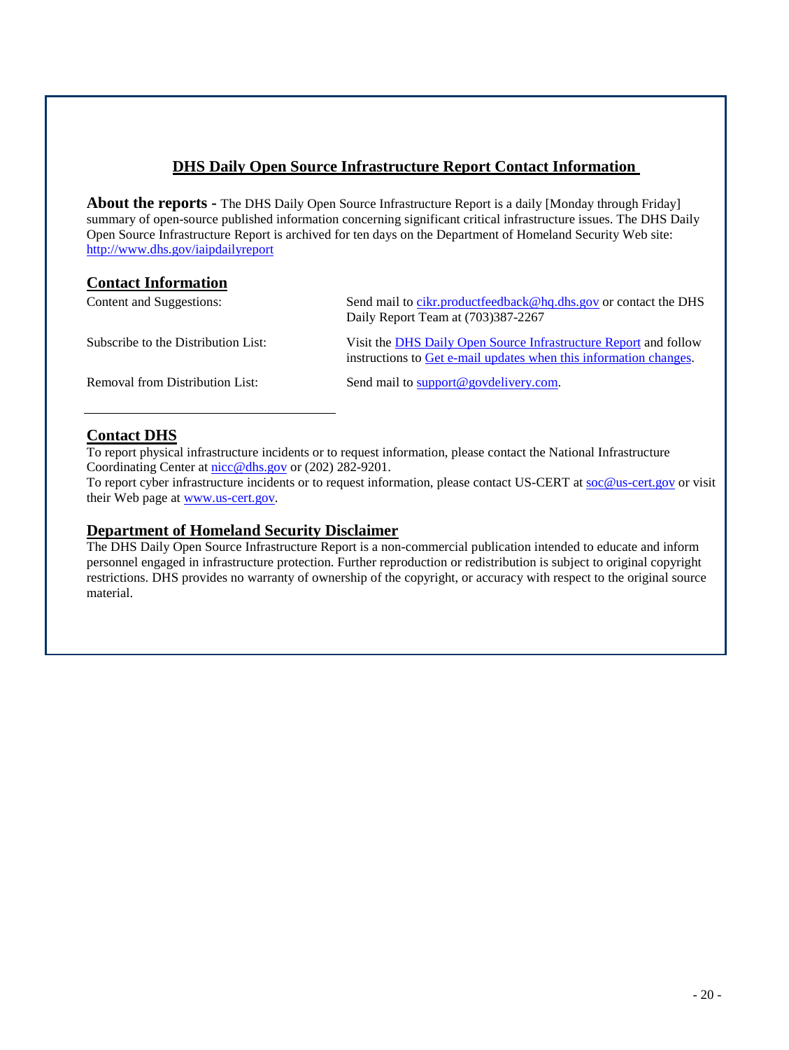## DHS Daily Open Source Infrastructure Report Contact Information

**About the reports -** The DHS Daily Open Source Infrastructure Report is a daily [Monday through Friday] summary of open-source published information concerning significant critical infrastructure issues. The DHS Daily Open Source Infrastructure Report is archived for ten days on the Department of Homeland Security Web site: http://www.dhs.gov/iaipdailyreport

### Contact Information

| | |
|---|---|
| Content and Suggestions: | Send mail to cikr.productfeedback@hq.dhs.gov or contact the DHS Daily Report Team at (703)387-2267 |
| Subscribe to the Distribution List: | Visit the DHS Daily Open Source Infrastructure Report and follow instructions to Get e-mail updates when this information changes. |
| Removal from Distribution List: | Send mail to support@govdelivery.com. |

---

### Contact DHS

To report physical infrastructure incidents or to request information, please contact the National Infrastructure Coordinating Center at nicc@dhs.gov or (202) 282-9201.
To report cyber infrastructure incidents or to request information, please contact US-CERT at soc@us-cert.gov or visit their Web page at www.us-cert.gov.

### Department of Homeland Security Disclaimer

The DHS Daily Open Source Infrastructure Report is a non-commercial publication intended to educate and inform personnel engaged in infrastructure protection. Further reproduction or redistribution is subject to original copyright restrictions. DHS provides no warranty of ownership of the copyright, or accuracy with respect to the original source material.